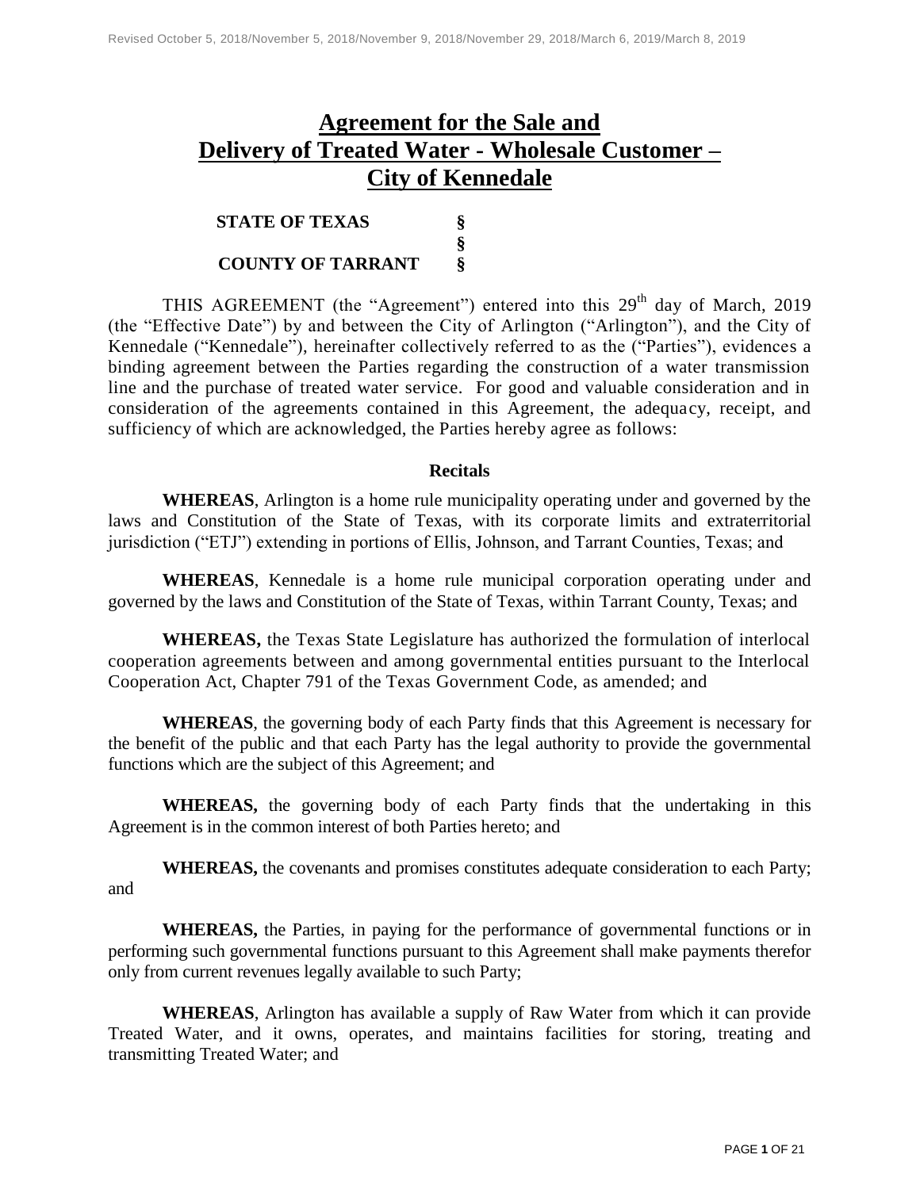# Agreement for the Sale and Delivery of Treated Water - Wholesale Customer – City of Kennedale

**STATE OF TEXAS** §
§
**COUNTY OF TARRANT** §

THIS AGREEMENT (the "Agreement") entered into this 29th day of March, 2019 (the "Effective Date") by and between the City of Arlington ("Arlington"), and the City of Kennedale ("Kennedale"), hereinafter collectively referred to as the ("Parties"), evidences a binding agreement between the Parties regarding the construction of a water transmission line and the purchase of treated water service. For good and valuable consideration and in consideration of the agreements contained in this Agreement, the adequacy, receipt, and sufficiency of which are acknowledged, the Parties hereby agree as follows:

### Recitals

**WHEREAS**, Arlington is a home rule municipality operating under and governed by the laws and Constitution of the State of Texas, with its corporate limits and extraterritorial jurisdiction ("ETJ") extending in portions of Ellis, Johnson, and Tarrant Counties, Texas; and

**WHEREAS**, Kennedale is a home rule municipal corporation operating under and governed by the laws and Constitution of the State of Texas, within Tarrant County, Texas; and

**WHEREAS,** the Texas State Legislature has authorized the formulation of interlocal cooperation agreements between and among governmental entities pursuant to the Interlocal Cooperation Act, Chapter 791 of the Texas Government Code, as amended; and

**WHEREAS**, the governing body of each Party finds that this Agreement is necessary for the benefit of the public and that each Party has the legal authority to provide the governmental functions which are the subject of this Agreement; and

**WHEREAS,** the governing body of each Party finds that the undertaking in this Agreement is in the common interest of both Parties hereto; and

**WHEREAS,** the covenants and promises constitutes adequate consideration to each Party; and

**WHEREAS,** the Parties, in paying for the performance of governmental functions or in performing such governmental functions pursuant to this Agreement shall make payments therefor only from current revenues legally available to such Party;

**WHEREAS**, Arlington has available a supply of Raw Water from which it can provide Treated Water, and it owns, operates, and maintains facilities for storing, treating and transmitting Treated Water; and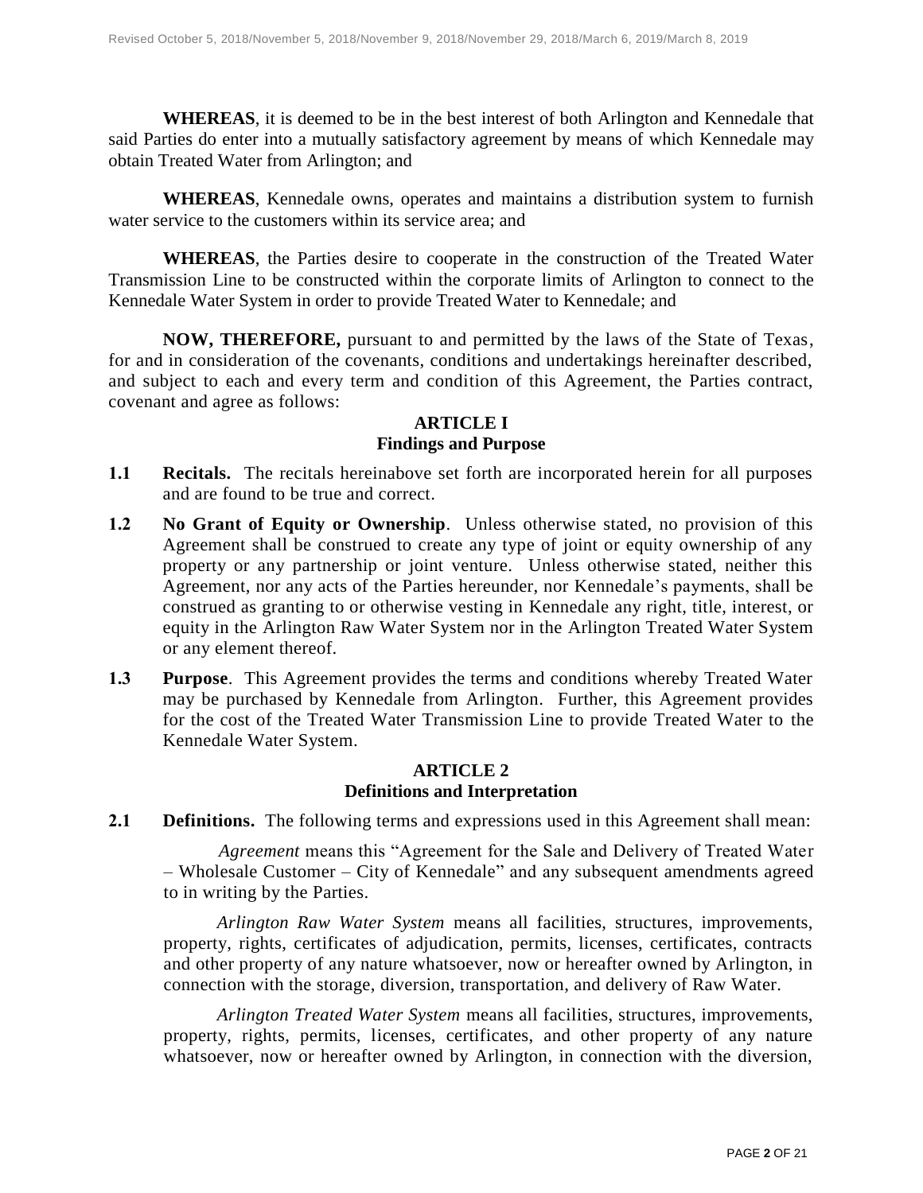**WHEREAS**, it is deemed to be in the best interest of both Arlington and Kennedale that said Parties do enter into a mutually satisfactory agreement by means of which Kennedale may obtain Treated Water from Arlington; and

**WHEREAS**, Kennedale owns, operates and maintains a distribution system to furnish water service to the customers within its service area; and

**WHEREAS**, the Parties desire to cooperate in the construction of the Treated Water Transmission Line to be constructed within the corporate limits of Arlington to connect to the Kennedale Water System in order to provide Treated Water to Kennedale; and

**NOW, THEREFORE,** pursuant to and permitted by the laws of the State of Texas, for and in consideration of the covenants, conditions and undertakings hereinafter described, and subject to each and every term and condition of this Agreement, the Parties contract, covenant and agree as follows:

## ARTICLE I
## Findings and Purpose

**1.1 Recitals.** The recitals hereinabove set forth are incorporated herein for all purposes and are found to be true and correct.

**1.2 No Grant of Equity or Ownership**. Unless otherwise stated, no provision of this Agreement shall be construed to create any type of joint or equity ownership of any property or any partnership or joint venture. Unless otherwise stated, neither this Agreement, nor any acts of the Parties hereunder, nor Kennedale's payments, shall be construed as granting to or otherwise vesting in Kennedale any right, title, interest, or equity in the Arlington Raw Water System nor in the Arlington Treated Water System or any element thereof.

**1.3 Purpose**. This Agreement provides the terms and conditions whereby Treated Water may be purchased by Kennedale from Arlington. Further, this Agreement provides for the cost of the Treated Water Transmission Line to provide Treated Water to the Kennedale Water System.

## ARTICLE 2
## Definitions and Interpretation

**2.1 Definitions.** The following terms and expressions used in this Agreement shall mean:

*Agreement* means this "Agreement for the Sale and Delivery of Treated Water – Wholesale Customer – City of Kennedale" and any subsequent amendments agreed to in writing by the Parties.

*Arlington Raw Water System* means all facilities, structures, improvements, property, rights, certificates of adjudication, permits, licenses, certificates, contracts and other property of any nature whatsoever, now or hereafter owned by Arlington, in connection with the storage, diversion, transportation, and delivery of Raw Water.

*Arlington Treated Water System* means all facilities, structures, improvements, property, rights, permits, licenses, certificates, and other property of any nature whatsoever, now or hereafter owned by Arlington, in connection with the diversion,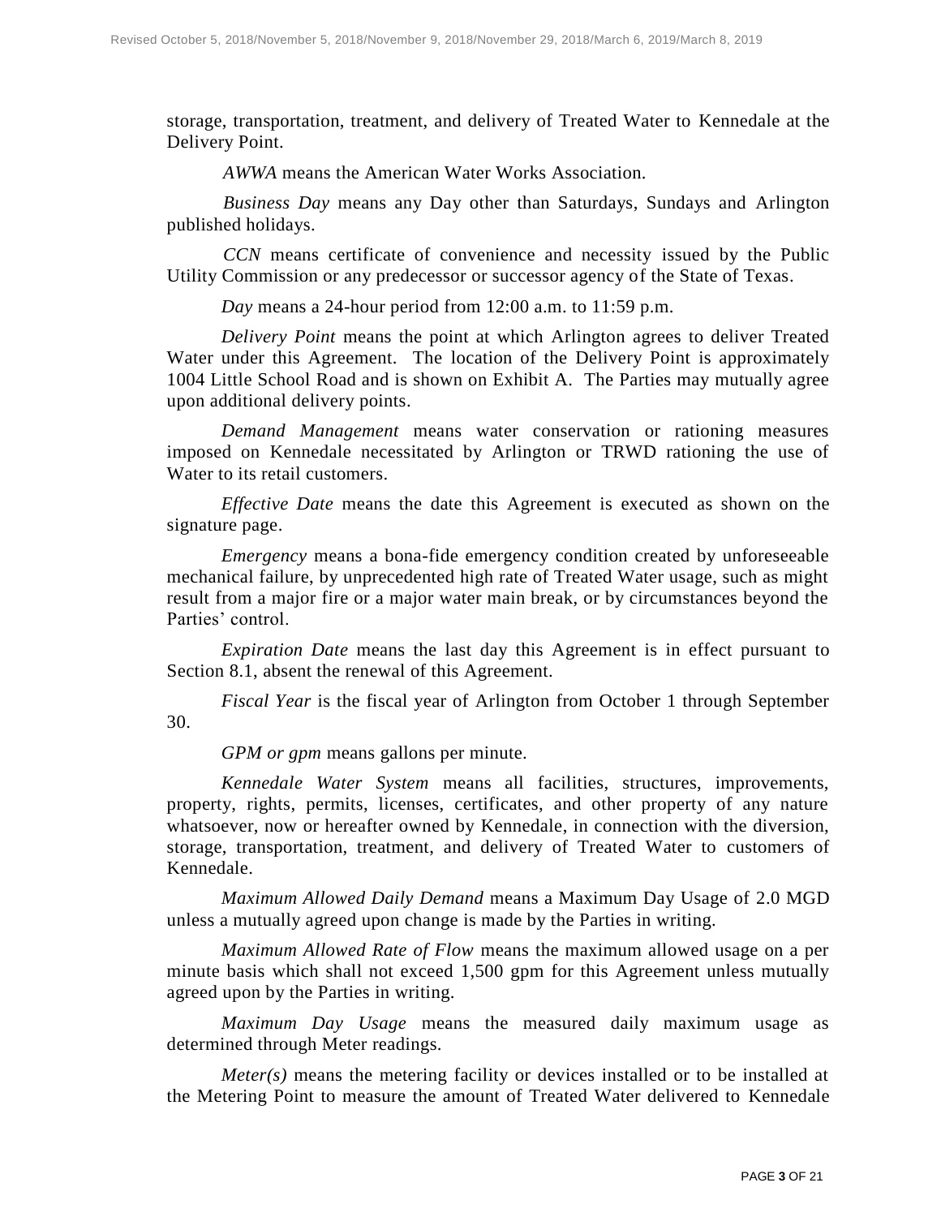storage, transportation, treatment, and delivery of Treated Water to Kennedale at the Delivery Point.

*AWWA* means the American Water Works Association.

*Business Day* means any Day other than Saturdays, Sundays and Arlington published holidays.

*CCN* means certificate of convenience and necessity issued by the Public Utility Commission or any predecessor or successor agency of the State of Texas.

*Day* means a 24-hour period from 12:00 a.m. to 11:59 p.m.

*Delivery Point* means the point at which Arlington agrees to deliver Treated Water under this Agreement. The location of the Delivery Point is approximately 1004 Little School Road and is shown on Exhibit A. The Parties may mutually agree upon additional delivery points.

*Demand Management* means water conservation or rationing measures imposed on Kennedale necessitated by Arlington or TRWD rationing the use of Water to its retail customers.

*Effective Date* means the date this Agreement is executed as shown on the signature page.

*Emergency* means a bona-fide emergency condition created by unforeseeable mechanical failure, by unprecedented high rate of Treated Water usage, such as might result from a major fire or a major water main break, or by circumstances beyond the Parties' control.

*Expiration Date* means the last day this Agreement is in effect pursuant to Section 8.1, absent the renewal of this Agreement.

*Fiscal Year* is the fiscal year of Arlington from October 1 through September 30.

*GPM or gpm* means gallons per minute.

*Kennedale Water System* means all facilities, structures, improvements, property, rights, permits, licenses, certificates, and other property of any nature whatsoever, now or hereafter owned by Kennedale, in connection with the diversion, storage, transportation, treatment, and delivery of Treated Water to customers of Kennedale.

*Maximum Allowed Daily Demand* means a Maximum Day Usage of 2.0 MGD unless a mutually agreed upon change is made by the Parties in writing.

*Maximum Allowed Rate of Flow* means the maximum allowed usage on a per minute basis which shall not exceed 1,500 gpm for this Agreement unless mutually agreed upon by the Parties in writing.

*Maximum Day Usage* means the measured daily maximum usage as determined through Meter readings.

*Meter(s)* means the metering facility or devices installed or to be installed at the Metering Point to measure the amount of Treated Water delivered to Kennedale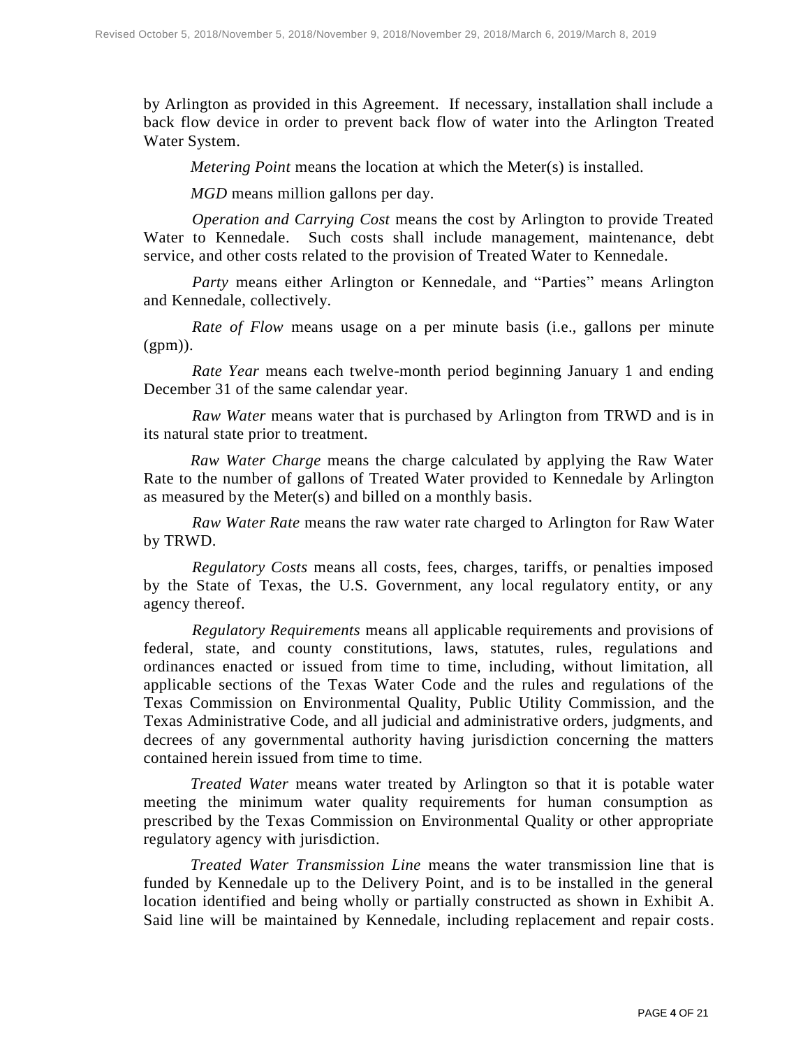by Arlington as provided in this Agreement. If necessary, installation shall include a back flow device in order to prevent back flow of water into the Arlington Treated Water System.

*Metering Point* means the location at which the Meter(s) is installed.

*MGD* means million gallons per day.

*Operation and Carrying Cost* means the cost by Arlington to provide Treated Water to Kennedale. Such costs shall include management, maintenance, debt service, and other costs related to the provision of Treated Water to Kennedale.

*Party* means either Arlington or Kennedale, and "Parties" means Arlington and Kennedale, collectively.

*Rate of Flow* means usage on a per minute basis (i.e., gallons per minute (gpm)).

*Rate Year* means each twelve-month period beginning January 1 and ending December 31 of the same calendar year.

*Raw Water* means water that is purchased by Arlington from TRWD and is in its natural state prior to treatment.

*Raw Water Charge* means the charge calculated by applying the Raw Water Rate to the number of gallons of Treated Water provided to Kennedale by Arlington as measured by the Meter(s) and billed on a monthly basis.

*Raw Water Rate* means the raw water rate charged to Arlington for Raw Water by TRWD.

*Regulatory Costs* means all costs, fees, charges, tariffs, or penalties imposed by the State of Texas, the U.S. Government, any local regulatory entity, or any agency thereof.

*Regulatory Requirements* means all applicable requirements and provisions of federal, state, and county constitutions, laws, statutes, rules, regulations and ordinances enacted or issued from time to time, including, without limitation, all applicable sections of the Texas Water Code and the rules and regulations of the Texas Commission on Environmental Quality, Public Utility Commission, and the Texas Administrative Code, and all judicial and administrative orders, judgments, and decrees of any governmental authority having jurisdiction concerning the matters contained herein issued from time to time.

*Treated Water* means water treated by Arlington so that it is potable water meeting the minimum water quality requirements for human consumption as prescribed by the Texas Commission on Environmental Quality or other appropriate regulatory agency with jurisdiction.

*Treated Water Transmission Line* means the water transmission line that is funded by Kennedale up to the Delivery Point, and is to be installed in the general location identified and being wholly or partially constructed as shown in Exhibit A. Said line will be maintained by Kennedale, including replacement and repair costs.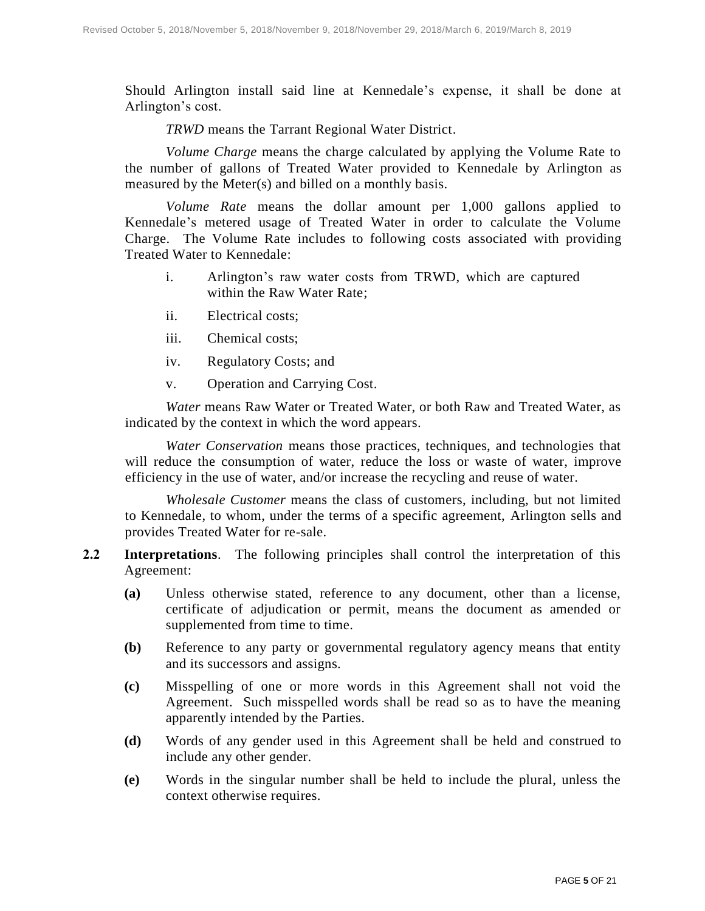Should Arlington install said line at Kennedale's expense, it shall be done at Arlington's cost.

*TRWD* means the Tarrant Regional Water District.

*Volume Charge* means the charge calculated by applying the Volume Rate to the number of gallons of Treated Water provided to Kennedale by Arlington as measured by the Meter(s) and billed on a monthly basis.

*Volume Rate* means the dollar amount per 1,000 gallons applied to Kennedale's metered usage of Treated Water in order to calculate the Volume Charge. The Volume Rate includes to following costs associated with providing Treated Water to Kennedale:

i. Arlington's raw water costs from TRWD, which are captured within the Raw Water Rate;

ii. Electrical costs;

iii. Chemical costs;

iv. Regulatory Costs; and

v. Operation and Carrying Cost.

*Water* means Raw Water or Treated Water, or both Raw and Treated Water, as indicated by the context in which the word appears.

*Water Conservation* means those practices, techniques, and technologies that will reduce the consumption of water, reduce the loss or waste of water, improve efficiency in the use of water, and/or increase the recycling and reuse of water.

*Wholesale Customer* means the class of customers, including, but not limited to Kennedale, to whom, under the terms of a specific agreement, Arlington sells and provides Treated Water for re-sale.

**2.2 Interpretations**. The following principles shall control the interpretation of this Agreement:

**(a)** Unless otherwise stated, reference to any document, other than a license, certificate of adjudication or permit, means the document as amended or supplemented from time to time.

**(b)** Reference to any party or governmental regulatory agency means that entity and its successors and assigns.

**(c)** Misspelling of one or more words in this Agreement shall not void the Agreement. Such misspelled words shall be read so as to have the meaning apparently intended by the Parties.

**(d)** Words of any gender used in this Agreement shall be held and construed to include any other gender.

**(e)** Words in the singular number shall be held to include the plural, unless the context otherwise requires.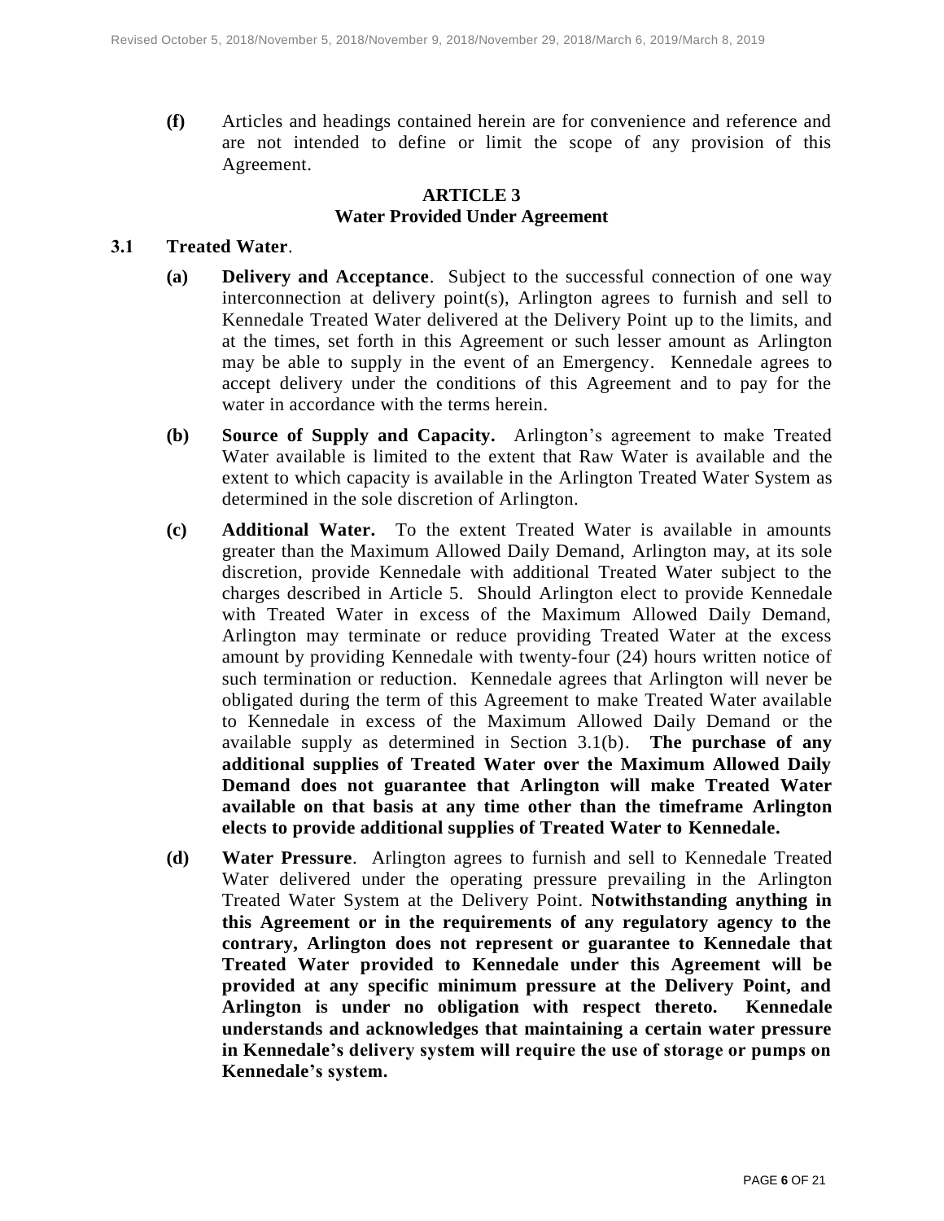**(f)** Articles and headings contained herein are for convenience and reference and are not intended to define or limit the scope of any provision of this Agreement.

## ARTICLE 3
## Water Provided Under Agreement

**3.1 Treated Water**.

**(a) Delivery and Acceptance**. Subject to the successful connection of one way interconnection at delivery point(s), Arlington agrees to furnish and sell to Kennedale Treated Water delivered at the Delivery Point up to the limits, and at the times, set forth in this Agreement or such lesser amount as Arlington may be able to supply in the event of an Emergency. Kennedale agrees to accept delivery under the conditions of this Agreement and to pay for the water in accordance with the terms herein.

**(b) Source of Supply and Capacity.** Arlington's agreement to make Treated Water available is limited to the extent that Raw Water is available and the extent to which capacity is available in the Arlington Treated Water System as determined in the sole discretion of Arlington.

**(c) Additional Water.** To the extent Treated Water is available in amounts greater than the Maximum Allowed Daily Demand, Arlington may, at its sole discretion, provide Kennedale with additional Treated Water subject to the charges described in Article 5. Should Arlington elect to provide Kennedale with Treated Water in excess of the Maximum Allowed Daily Demand, Arlington may terminate or reduce providing Treated Water at the excess amount by providing Kennedale with twenty-four (24) hours written notice of such termination or reduction. Kennedale agrees that Arlington will never be obligated during the term of this Agreement to make Treated Water available to Kennedale in excess of the Maximum Allowed Daily Demand or the available supply as determined in Section 3.1(b). **The purchase of any additional supplies of Treated Water over the Maximum Allowed Daily Demand does not guarantee that Arlington will make Treated Water available on that basis at any time other than the timeframe Arlington elects to provide additional supplies of Treated Water to Kennedale.**

**(d) Water Pressure**. Arlington agrees to furnish and sell to Kennedale Treated Water delivered under the operating pressure prevailing in the Arlington Treated Water System at the Delivery Point. **Notwithstanding anything in this Agreement or in the requirements of any regulatory agency to the contrary, Arlington does not represent or guarantee to Kennedale that Treated Water provided to Kennedale under this Agreement will be provided at any specific minimum pressure at the Delivery Point, and Arlington is under no obligation with respect thereto. Kennedale understands and acknowledges that maintaining a certain water pressure in Kennedale's delivery system will require the use of storage or pumps on Kennedale's system.**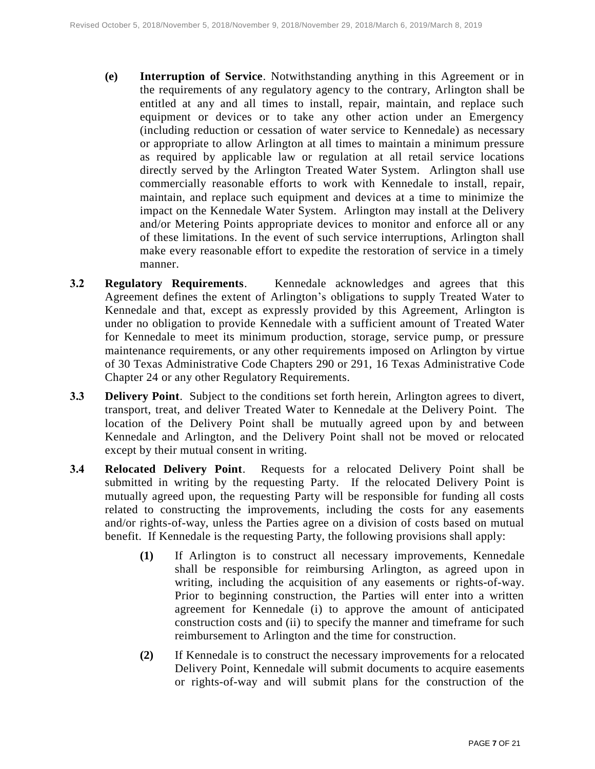**(e) Interruption of Service**. Notwithstanding anything in this Agreement or in the requirements of any regulatory agency to the contrary, Arlington shall be entitled at any and all times to install, repair, maintain, and replace such equipment or devices or to take any other action under an Emergency (including reduction or cessation of water service to Kennedale) as necessary or appropriate to allow Arlington at all times to maintain a minimum pressure as required by applicable law or regulation at all retail service locations directly served by the Arlington Treated Water System. Arlington shall use commercially reasonable efforts to work with Kennedale to install, repair, maintain, and replace such equipment and devices at a time to minimize the impact on the Kennedale Water System. Arlington may install at the Delivery and/or Metering Points appropriate devices to monitor and enforce all or any of these limitations. In the event of such service interruptions, Arlington shall make every reasonable effort to expedite the restoration of service in a timely manner.

**3.2 Regulatory Requirements**. Kennedale acknowledges and agrees that this Agreement defines the extent of Arlington's obligations to supply Treated Water to Kennedale and that, except as expressly provided by this Agreement, Arlington is under no obligation to provide Kennedale with a sufficient amount of Treated Water for Kennedale to meet its minimum production, storage, service pump, or pressure maintenance requirements, or any other requirements imposed on Arlington by virtue of 30 Texas Administrative Code Chapters 290 or 291, 16 Texas Administrative Code Chapter 24 or any other Regulatory Requirements.

**3.3 Delivery Point**. Subject to the conditions set forth herein, Arlington agrees to divert, transport, treat, and deliver Treated Water to Kennedale at the Delivery Point. The location of the Delivery Point shall be mutually agreed upon by and between Kennedale and Arlington, and the Delivery Point shall not be moved or relocated except by their mutual consent in writing.

**3.4 Relocated Delivery Point**. Requests for a relocated Delivery Point shall be submitted in writing by the requesting Party. If the relocated Delivery Point is mutually agreed upon, the requesting Party will be responsible for funding all costs related to constructing the improvements, including the costs for any easements and/or rights-of-way, unless the Parties agree on a division of costs based on mutual benefit. If Kennedale is the requesting Party, the following provisions shall apply:

**(1)** If Arlington is to construct all necessary improvements, Kennedale shall be responsible for reimbursing Arlington, as agreed upon in writing, including the acquisition of any easements or rights-of-way. Prior to beginning construction, the Parties will enter into a written agreement for Kennedale (i) to approve the amount of anticipated construction costs and (ii) to specify the manner and timeframe for such reimbursement to Arlington and the time for construction.

**(2)** If Kennedale is to construct the necessary improvements for a relocated Delivery Point, Kennedale will submit documents to acquire easements or rights-of-way and will submit plans for the construction of the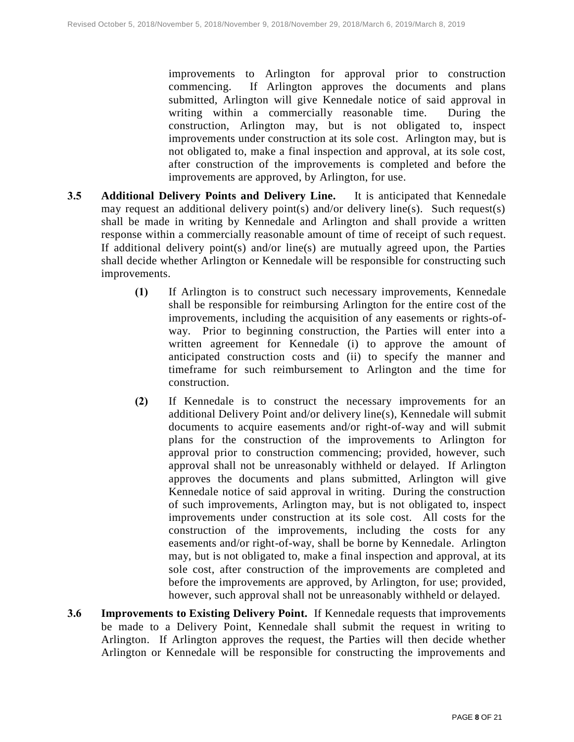improvements to Arlington for approval prior to construction commencing. If Arlington approves the documents and plans submitted, Arlington will give Kennedale notice of said approval in writing within a commercially reasonable time. During the construction, Arlington may, but is not obligated to, inspect improvements under construction at its sole cost. Arlington may, but is not obligated to, make a final inspection and approval, at its sole cost, after construction of the improvements is completed and before the improvements are approved, by Arlington, for use.

**3.5 Additional Delivery Points and Delivery Line.** It is anticipated that Kennedale may request an additional delivery point(s) and/or delivery line(s). Such request(s) shall be made in writing by Kennedale and Arlington and shall provide a written response within a commercially reasonable amount of time of receipt of such request. If additional delivery point(s) and/or line(s) are mutually agreed upon, the Parties shall decide whether Arlington or Kennedale will be responsible for constructing such improvements.

**(1)** If Arlington is to construct such necessary improvements, Kennedale shall be responsible for reimbursing Arlington for the entire cost of the improvements, including the acquisition of any easements or rights-of-way. Prior to beginning construction, the Parties will enter into a written agreement for Kennedale (i) to approve the amount of anticipated construction costs and (ii) to specify the manner and timeframe for such reimbursement to Arlington and the time for construction.

**(2)** If Kennedale is to construct the necessary improvements for an additional Delivery Point and/or delivery line(s), Kennedale will submit documents to acquire easements and/or right-of-way and will submit plans for the construction of the improvements to Arlington for approval prior to construction commencing; provided, however, such approval shall not be unreasonably withheld or delayed. If Arlington approves the documents and plans submitted, Arlington will give Kennedale notice of said approval in writing. During the construction of such improvements, Arlington may, but is not obligated to, inspect improvements under construction at its sole cost. All costs for the construction of the improvements, including the costs for any easements and/or right-of-way, shall be borne by Kennedale. Arlington may, but is not obligated to, make a final inspection and approval, at its sole cost, after construction of the improvements are completed and before the improvements are approved, by Arlington, for use; provided, however, such approval shall not be unreasonably withheld or delayed.

**3.6 Improvements to Existing Delivery Point.** If Kennedale requests that improvements be made to a Delivery Point, Kennedale shall submit the request in writing to Arlington. If Arlington approves the request, the Parties will then decide whether Arlington or Kennedale will be responsible for constructing the improvements and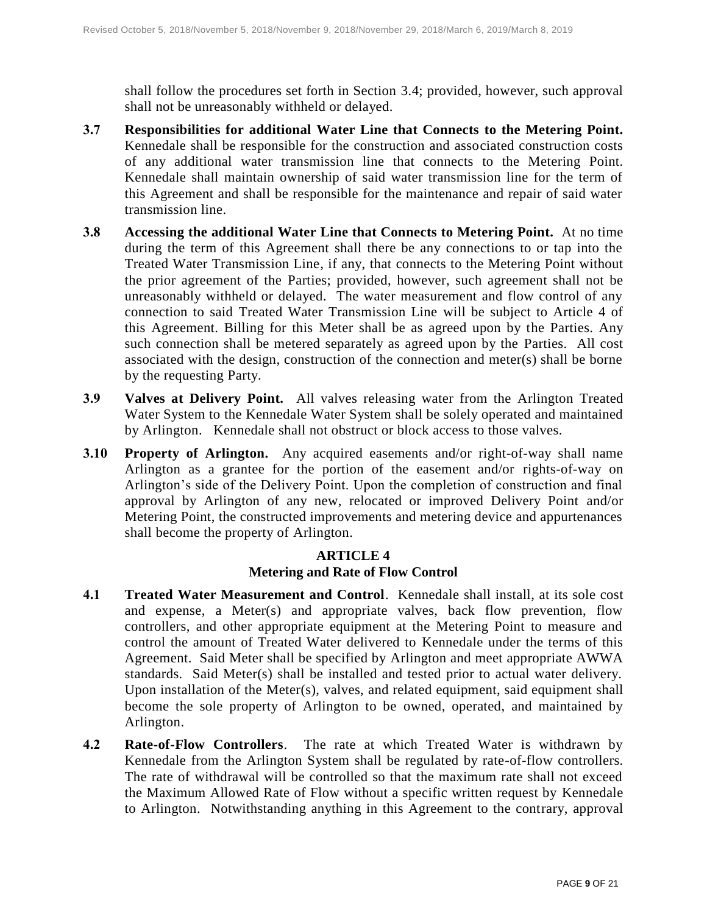shall follow the procedures set forth in Section 3.4; provided, however, such approval shall not be unreasonably withheld or delayed.

**3.7 Responsibilities for additional Water Line that Connects to the Metering Point.** Kennedale shall be responsible for the construction and associated construction costs of any additional water transmission line that connects to the Metering Point. Kennedale shall maintain ownership of said water transmission line for the term of this Agreement and shall be responsible for the maintenance and repair of said water transmission line.

**3.8 Accessing the additional Water Line that Connects to Metering Point.** At no time during the term of this Agreement shall there be any connections to or tap into the Treated Water Transmission Line, if any, that connects to the Metering Point without the prior agreement of the Parties; provided, however, such agreement shall not be unreasonably withheld or delayed. The water measurement and flow control of any connection to said Treated Water Transmission Line will be subject to Article 4 of this Agreement. Billing for this Meter shall be as agreed upon by the Parties. Any such connection shall be metered separately as agreed upon by the Parties. All cost associated with the design, construction of the connection and meter(s) shall be borne by the requesting Party.

**3.9 Valves at Delivery Point.** All valves releasing water from the Arlington Treated Water System to the Kennedale Water System shall be solely operated and maintained by Arlington. Kennedale shall not obstruct or block access to those valves.

**3.10 Property of Arlington.** Any acquired easements and/or right-of-way shall name Arlington as a grantee for the portion of the easement and/or rights-of-way on Arlington's side of the Delivery Point. Upon the completion of construction and final approval by Arlington of any new, relocated or improved Delivery Point and/or Metering Point, the constructed improvements and metering device and appurtenances shall become the property of Arlington.

## ARTICLE 4
## Metering and Rate of Flow Control

**4.1 Treated Water Measurement and Control**. Kennedale shall install, at its sole cost and expense, a Meter(s) and appropriate valves, back flow prevention, flow controllers, and other appropriate equipment at the Metering Point to measure and control the amount of Treated Water delivered to Kennedale under the terms of this Agreement. Said Meter shall be specified by Arlington and meet appropriate AWWA standards. Said Meter(s) shall be installed and tested prior to actual water delivery. Upon installation of the Meter(s), valves, and related equipment, said equipment shall become the sole property of Arlington to be owned, operated, and maintained by Arlington.

**4.2 Rate-of-Flow Controllers**. The rate at which Treated Water is withdrawn by Kennedale from the Arlington System shall be regulated by rate-of-flow controllers. The rate of withdrawal will be controlled so that the maximum rate shall not exceed the Maximum Allowed Rate of Flow without a specific written request by Kennedale to Arlington. Notwithstanding anything in this Agreement to the contrary, approval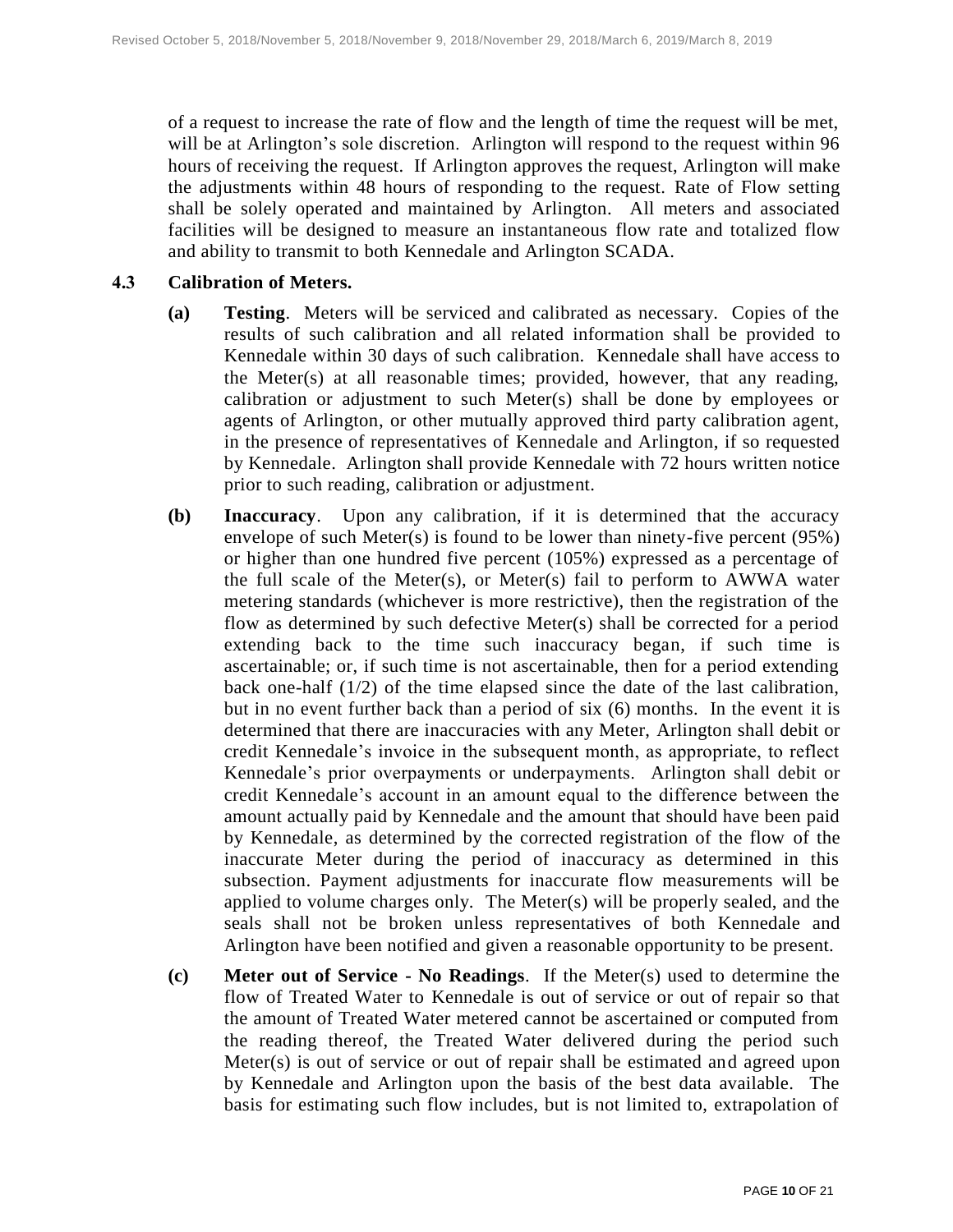of a request to increase the rate of flow and the length of time the request will be met, will be at Arlington's sole discretion. Arlington will respond to the request within 96 hours of receiving the request. If Arlington approves the request, Arlington will make the adjustments within 48 hours of responding to the request. Rate of Flow setting shall be solely operated and maintained by Arlington. All meters and associated facilities will be designed to measure an instantaneous flow rate and totalized flow and ability to transmit to both Kennedale and Arlington SCADA.

**4.3 Calibration of Meters.**

**(a) Testing**. Meters will be serviced and calibrated as necessary. Copies of the results of such calibration and all related information shall be provided to Kennedale within 30 days of such calibration. Kennedale shall have access to the Meter(s) at all reasonable times; provided, however, that any reading, calibration or adjustment to such Meter(s) shall be done by employees or agents of Arlington, or other mutually approved third party calibration agent, in the presence of representatives of Kennedale and Arlington, if so requested by Kennedale. Arlington shall provide Kennedale with 72 hours written notice prior to such reading, calibration or adjustment.

**(b) Inaccuracy**. Upon any calibration, if it is determined that the accuracy envelope of such Meter(s) is found to be lower than ninety-five percent (95%) or higher than one hundred five percent (105%) expressed as a percentage of the full scale of the Meter(s), or Meter(s) fail to perform to AWWA water metering standards (whichever is more restrictive), then the registration of the flow as determined by such defective Meter(s) shall be corrected for a period extending back to the time such inaccuracy began, if such time is ascertainable; or, if such time is not ascertainable, then for a period extending back one-half (1/2) of the time elapsed since the date of the last calibration, but in no event further back than a period of six (6) months. In the event it is determined that there are inaccuracies with any Meter, Arlington shall debit or credit Kennedale's invoice in the subsequent month, as appropriate, to reflect Kennedale's prior overpayments or underpayments. Arlington shall debit or credit Kennedale's account in an amount equal to the difference between the amount actually paid by Kennedale and the amount that should have been paid by Kennedale, as determined by the corrected registration of the flow of the inaccurate Meter during the period of inaccuracy as determined in this subsection. Payment adjustments for inaccurate flow measurements will be applied to volume charges only. The Meter(s) will be properly sealed, and the seals shall not be broken unless representatives of both Kennedale and Arlington have been notified and given a reasonable opportunity to be present.

**(c) Meter out of Service - No Readings**. If the Meter(s) used to determine the flow of Treated Water to Kennedale is out of service or out of repair so that the amount of Treated Water metered cannot be ascertained or computed from the reading thereof, the Treated Water delivered during the period such Meter(s) is out of service or out of repair shall be estimated and agreed upon by Kennedale and Arlington upon the basis of the best data available. The basis for estimating such flow includes, but is not limited to, extrapolation of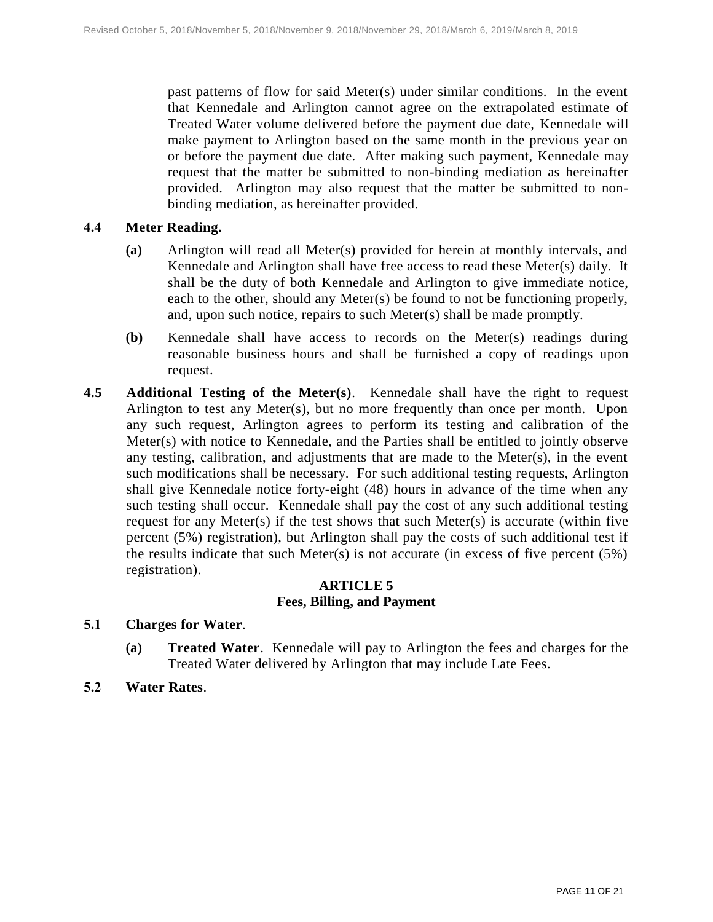past patterns of flow for said Meter(s) under similar conditions. In the event that Kennedale and Arlington cannot agree on the extrapolated estimate of Treated Water volume delivered before the payment due date, Kennedale will make payment to Arlington based on the same month in the previous year on or before the payment due date. After making such payment, Kennedale may request that the matter be submitted to non-binding mediation as hereinafter provided. Arlington may also request that the matter be submitted to non-binding mediation, as hereinafter provided.

**4.4 Meter Reading.**

**(a)** Arlington will read all Meter(s) provided for herein at monthly intervals, and Kennedale and Arlington shall have free access to read these Meter(s) daily. It shall be the duty of both Kennedale and Arlington to give immediate notice, each to the other, should any Meter(s) be found to not be functioning properly, and, upon such notice, repairs to such Meter(s) shall be made promptly.

**(b)** Kennedale shall have access to records on the Meter(s) readings during reasonable business hours and shall be furnished a copy of readings upon request.

**4.5 Additional Testing of the Meter(s)**. Kennedale shall have the right to request Arlington to test any Meter(s), but no more frequently than once per month. Upon any such request, Arlington agrees to perform its testing and calibration of the Meter(s) with notice to Kennedale, and the Parties shall be entitled to jointly observe any testing, calibration, and adjustments that are made to the Meter(s), in the event such modifications shall be necessary. For such additional testing requests, Arlington shall give Kennedale notice forty-eight (48) hours in advance of the time when any such testing shall occur. Kennedale shall pay the cost of any such additional testing request for any Meter(s) if the test shows that such Meter(s) is accurate (within five percent (5%) registration), but Arlington shall pay the costs of such additional test if the results indicate that such Meter(s) is not accurate (in excess of five percent (5%) registration).

## ARTICLE 5
## Fees, Billing, and Payment

**5.1 Charges for Water**.

**(a) Treated Water**. Kennedale will pay to Arlington the fees and charges for the Treated Water delivered by Arlington that may include Late Fees.

**5.2 Water Rates**.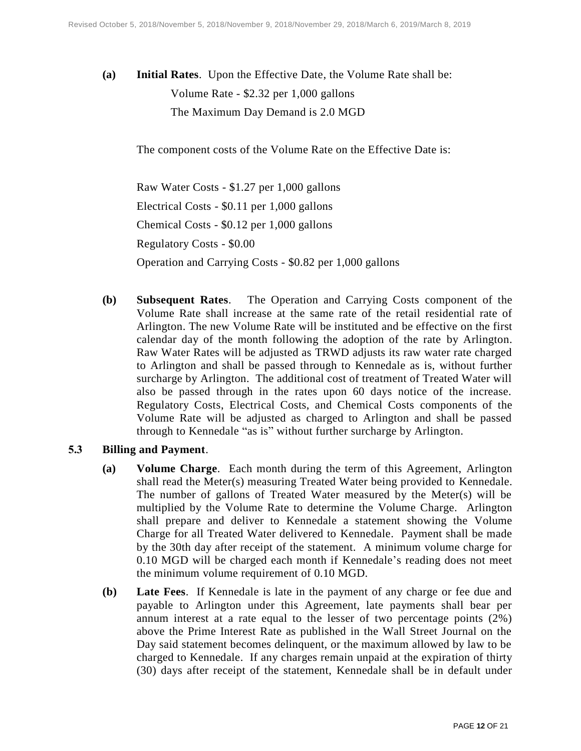**(a) Initial Rates**. Upon the Effective Date, the Volume Rate shall be:

Volume Rate - \$2.32 per 1,000 gallons

The Maximum Day Demand is 2.0 MGD

The component costs of the Volume Rate on the Effective Date is:

Raw Water Costs - \$1.27 per 1,000 gallons

Electrical Costs - \$0.11 per 1,000 gallons

Chemical Costs - \$0.12 per 1,000 gallons

Regulatory Costs - \$0.00

Operation and Carrying Costs - \$0.82 per 1,000 gallons

**(b) Subsequent Rates**. The Operation and Carrying Costs component of the Volume Rate shall increase at the same rate of the retail residential rate of Arlington. The new Volume Rate will be instituted and be effective on the first calendar day of the month following the adoption of the rate by Arlington. Raw Water Rates will be adjusted as TRWD adjusts its raw water rate charged to Arlington and shall be passed through to Kennedale as is, without further surcharge by Arlington. The additional cost of treatment of Treated Water will also be passed through in the rates upon 60 days notice of the increase. Regulatory Costs, Electrical Costs, and Chemical Costs components of the Volume Rate will be adjusted as charged to Arlington and shall be passed through to Kennedale "as is" without further surcharge by Arlington.

**5.3 Billing and Payment**.

**(a) Volume Charge**. Each month during the term of this Agreement, Arlington shall read the Meter(s) measuring Treated Water being provided to Kennedale. The number of gallons of Treated Water measured by the Meter(s) will be multiplied by the Volume Rate to determine the Volume Charge. Arlington shall prepare and deliver to Kennedale a statement showing the Volume Charge for all Treated Water delivered to Kennedale. Payment shall be made by the 30th day after receipt of the statement. A minimum volume charge for 0.10 MGD will be charged each month if Kennedale's reading does not meet the minimum volume requirement of 0.10 MGD.

**(b) Late Fees**. If Kennedale is late in the payment of any charge or fee due and payable to Arlington under this Agreement, late payments shall bear per annum interest at a rate equal to the lesser of two percentage points (2%) above the Prime Interest Rate as published in the Wall Street Journal on the Day said statement becomes delinquent, or the maximum allowed by law to be charged to Kennedale. If any charges remain unpaid at the expiration of thirty (30) days after receipt of the statement, Kennedale shall be in default under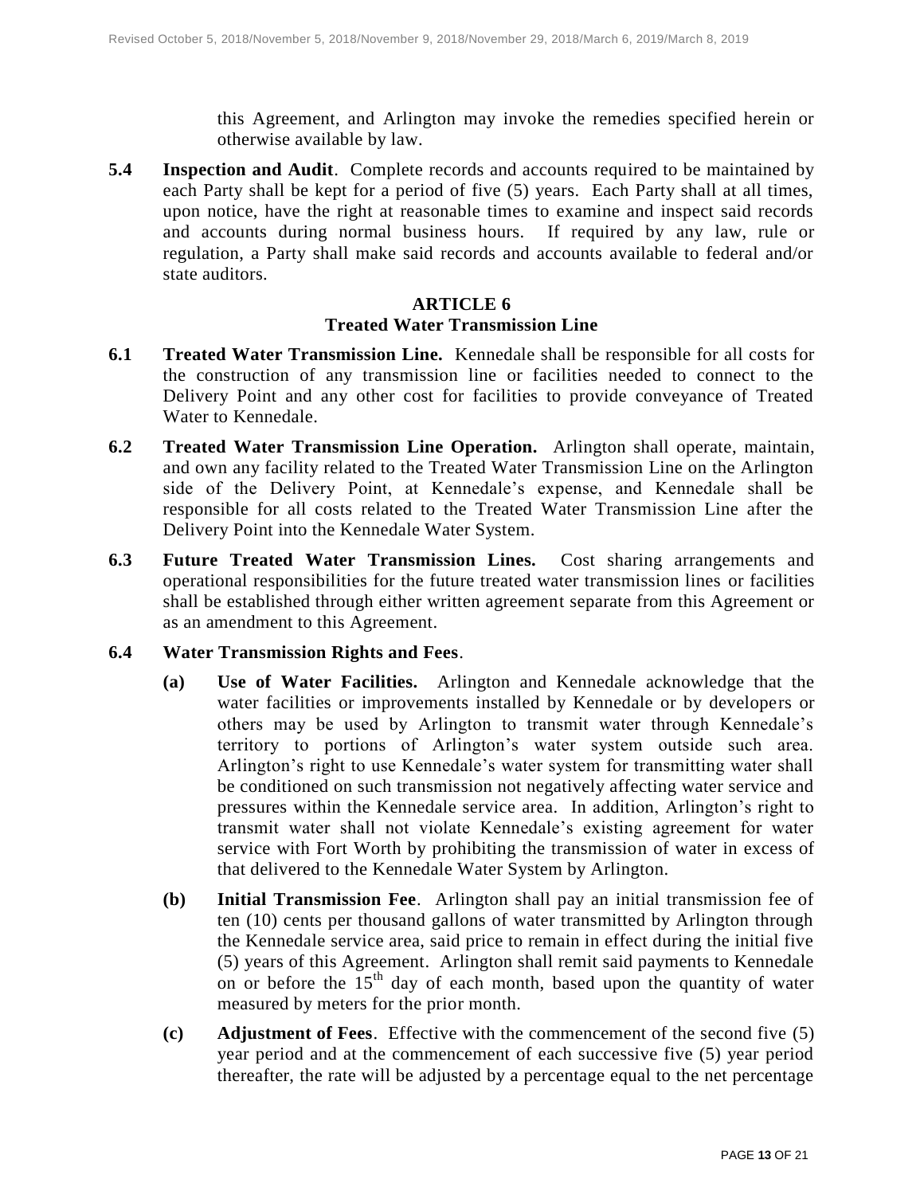this Agreement, and Arlington may invoke the remedies specified herein or otherwise available by law.

**5.4 Inspection and Audit**. Complete records and accounts required to be maintained by each Party shall be kept for a period of five (5) years. Each Party shall at all times, upon notice, have the right at reasonable times to examine and inspect said records and accounts during normal business hours. If required by any law, rule or regulation, a Party shall make said records and accounts available to federal and/or state auditors.

## ARTICLE 6
## Treated Water Transmission Line

**6.1 Treated Water Transmission Line.** Kennedale shall be responsible for all costs for the construction of any transmission line or facilities needed to connect to the Delivery Point and any other cost for facilities to provide conveyance of Treated Water to Kennedale.

**6.2 Treated Water Transmission Line Operation.** Arlington shall operate, maintain, and own any facility related to the Treated Water Transmission Line on the Arlington side of the Delivery Point, at Kennedale's expense, and Kennedale shall be responsible for all costs related to the Treated Water Transmission Line after the Delivery Point into the Kennedale Water System.

**6.3 Future Treated Water Transmission Lines.** Cost sharing arrangements and operational responsibilities for the future treated water transmission lines or facilities shall be established through either written agreement separate from this Agreement or as an amendment to this Agreement.

**6.4 Water Transmission Rights and Fees**.

**(a) Use of Water Facilities.** Arlington and Kennedale acknowledge that the water facilities or improvements installed by Kennedale or by developers or others may be used by Arlington to transmit water through Kennedale's territory to portions of Arlington's water system outside such area. Arlington's right to use Kennedale's water system for transmitting water shall be conditioned on such transmission not negatively affecting water service and pressures within the Kennedale service area. In addition, Arlington's right to transmit water shall not violate Kennedale's existing agreement for water service with Fort Worth by prohibiting the transmission of water in excess of that delivered to the Kennedale Water System by Arlington.

**(b) Initial Transmission Fee**. Arlington shall pay an initial transmission fee of ten (10) cents per thousand gallons of water transmitted by Arlington through the Kennedale service area, said price to remain in effect during the initial five (5) years of this Agreement. Arlington shall remit said payments to Kennedale on or before the 15th day of each month, based upon the quantity of water measured by meters for the prior month.

**(c) Adjustment of Fees**. Effective with the commencement of the second five (5) year period and at the commencement of each successive five (5) year period thereafter, the rate will be adjusted by a percentage equal to the net percentage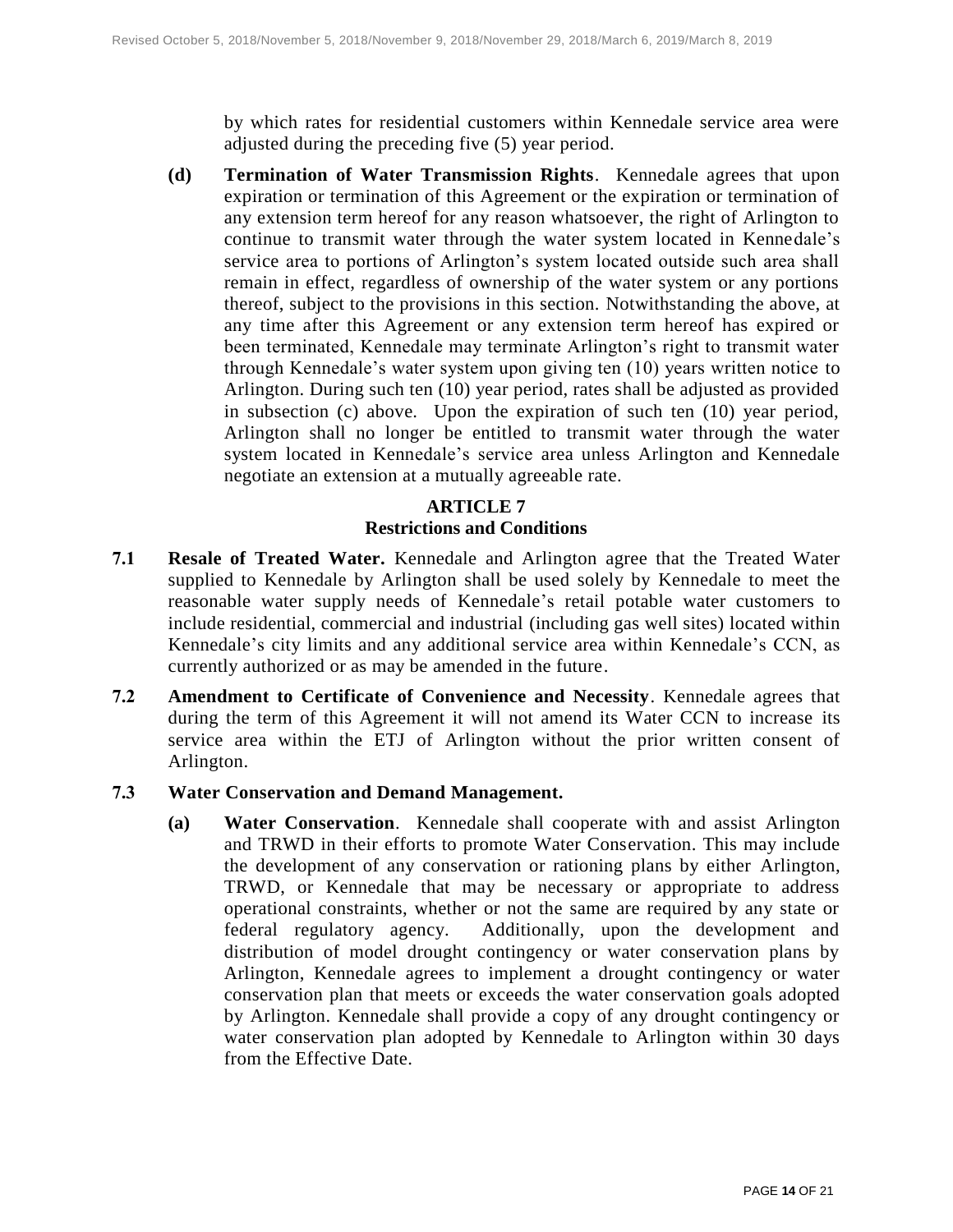by which rates for residential customers within Kennedale service area were adjusted during the preceding five (5) year period.

**(d) Termination of Water Transmission Rights**. Kennedale agrees that upon expiration or termination of this Agreement or the expiration or termination of any extension term hereof for any reason whatsoever, the right of Arlington to continue to transmit water through the water system located in Kennedale's service area to portions of Arlington's system located outside such area shall remain in effect, regardless of ownership of the water system or any portions thereof, subject to the provisions in this section. Notwithstanding the above, at any time after this Agreement or any extension term hereof has expired or been terminated, Kennedale may terminate Arlington's right to transmit water through Kennedale's water system upon giving ten (10) years written notice to Arlington. During such ten (10) year period, rates shall be adjusted as provided in subsection (c) above. Upon the expiration of such ten (10) year period, Arlington shall no longer be entitled to transmit water through the water system located in Kennedale's service area unless Arlington and Kennedale negotiate an extension at a mutually agreeable rate.

## ARTICLE 7
## Restrictions and Conditions

**7.1 Resale of Treated Water.** Kennedale and Arlington agree that the Treated Water supplied to Kennedale by Arlington shall be used solely by Kennedale to meet the reasonable water supply needs of Kennedale's retail potable water customers to include residential, commercial and industrial (including gas well sites) located within Kennedale's city limits and any additional service area within Kennedale's CCN, as currently authorized or as may be amended in the future.

**7.2 Amendment to Certificate of Convenience and Necessity**. Kennedale agrees that during the term of this Agreement it will not amend its Water CCN to increase its service area within the ETJ of Arlington without the prior written consent of Arlington.

**7.3 Water Conservation and Demand Management.**

**(a) Water Conservation**. Kennedale shall cooperate with and assist Arlington and TRWD in their efforts to promote Water Conservation. This may include the development of any conservation or rationing plans by either Arlington, TRWD, or Kennedale that may be necessary or appropriate to address operational constraints, whether or not the same are required by any state or federal regulatory agency. Additionally, upon the development and distribution of model drought contingency or water conservation plans by Arlington, Kennedale agrees to implement a drought contingency or water conservation plan that meets or exceeds the water conservation goals adopted by Arlington. Kennedale shall provide a copy of any drought contingency or water conservation plan adopted by Kennedale to Arlington within 30 days from the Effective Date.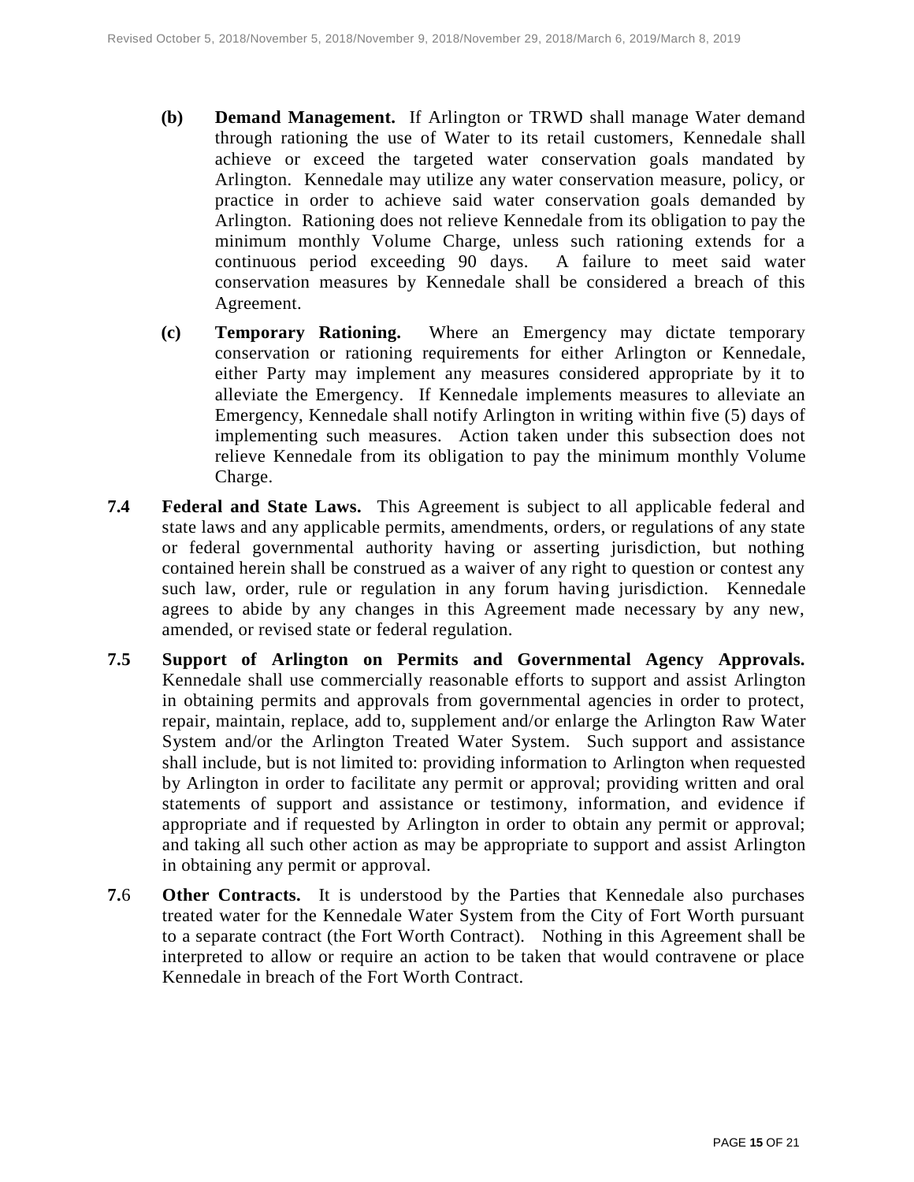**(b) Demand Management.** If Arlington or TRWD shall manage Water demand through rationing the use of Water to its retail customers, Kennedale shall achieve or exceed the targeted water conservation goals mandated by Arlington. Kennedale may utilize any water conservation measure, policy, or practice in order to achieve said water conservation goals demanded by Arlington. Rationing does not relieve Kennedale from its obligation to pay the minimum monthly Volume Charge, unless such rationing extends for a continuous period exceeding 90 days. A failure to meet said water conservation measures by Kennedale shall be considered a breach of this Agreement.

**(c) Temporary Rationing.** Where an Emergency may dictate temporary conservation or rationing requirements for either Arlington or Kennedale, either Party may implement any measures considered appropriate by it to alleviate the Emergency. If Kennedale implements measures to alleviate an Emergency, Kennedale shall notify Arlington in writing within five (5) days of implementing such measures. Action taken under this subsection does not relieve Kennedale from its obligation to pay the minimum monthly Volume Charge.

**7.4 Federal and State Laws.** This Agreement is subject to all applicable federal and state laws and any applicable permits, amendments, orders, or regulations of any state or federal governmental authority having or asserting jurisdiction, but nothing contained herein shall be construed as a waiver of any right to question or contest any such law, order, rule or regulation in any forum having jurisdiction. Kennedale agrees to abide by any changes in this Agreement made necessary by any new, amended, or revised state or federal regulation.

**7.5 Support of Arlington on Permits and Governmental Agency Approvals.** Kennedale shall use commercially reasonable efforts to support and assist Arlington in obtaining permits and approvals from governmental agencies in order to protect, repair, maintain, replace, add to, supplement and/or enlarge the Arlington Raw Water System and/or the Arlington Treated Water System. Such support and assistance shall include, but is not limited to: providing information to Arlington when requested by Arlington in order to facilitate any permit or approval; providing written and oral statements of support and assistance or testimony, information, and evidence if appropriate and if requested by Arlington in order to obtain any permit or approval; and taking all such other action as may be appropriate to support and assist Arlington in obtaining any permit or approval.

**7.**6 **Other Contracts.** It is understood by the Parties that Kennedale also purchases treated water for the Kennedale Water System from the City of Fort Worth pursuant to a separate contract (the Fort Worth Contract). Nothing in this Agreement shall be interpreted to allow or require an action to be taken that would contravene or place Kennedale in breach of the Fort Worth Contract.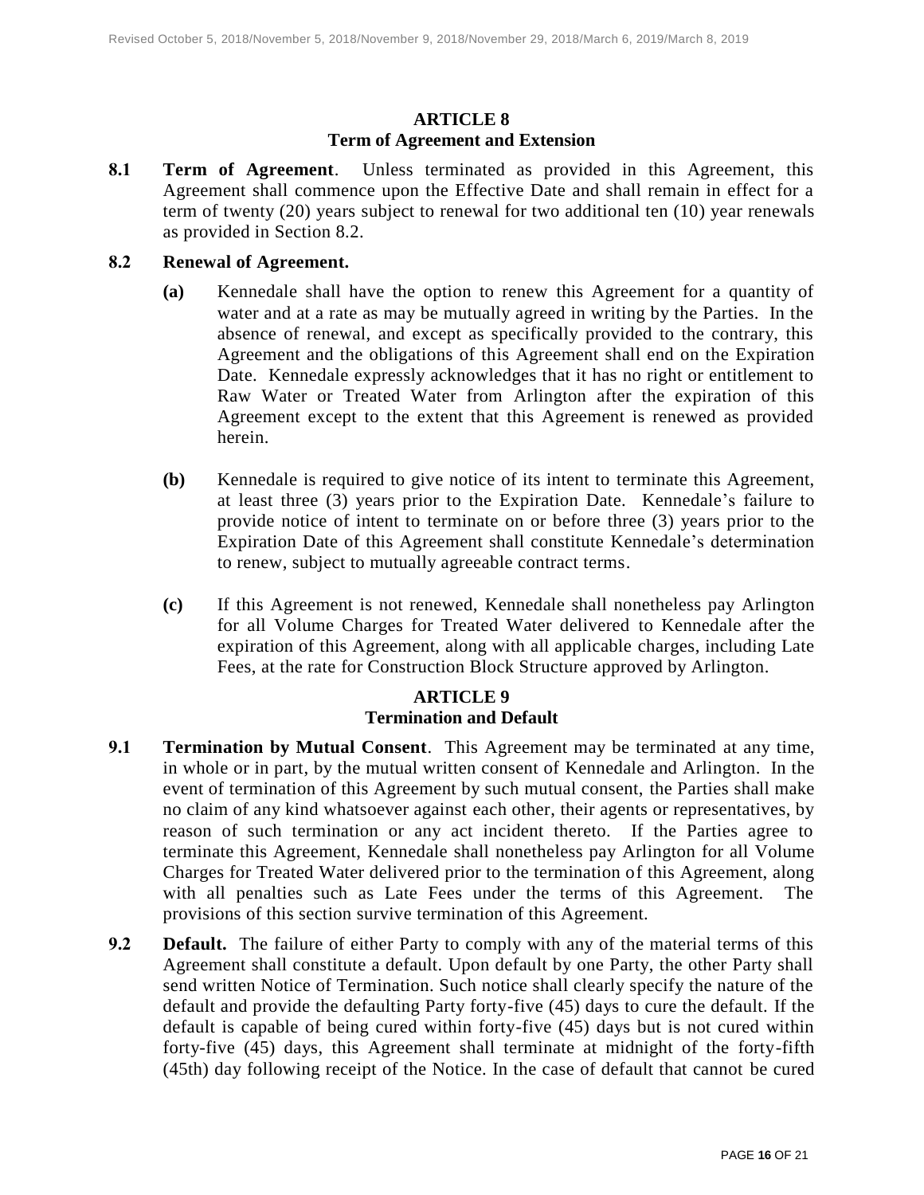## ARTICLE 8
## Term of Agreement and Extension

**8.1 Term of Agreement**. Unless terminated as provided in this Agreement, this Agreement shall commence upon the Effective Date and shall remain in effect for a term of twenty (20) years subject to renewal for two additional ten (10) year renewals as provided in Section 8.2.

**8.2 Renewal of Agreement.**

**(a)** Kennedale shall have the option to renew this Agreement for a quantity of water and at a rate as may be mutually agreed in writing by the Parties. In the absence of renewal, and except as specifically provided to the contrary, this Agreement and the obligations of this Agreement shall end on the Expiration Date. Kennedale expressly acknowledges that it has no right or entitlement to Raw Water or Treated Water from Arlington after the expiration of this Agreement except to the extent that this Agreement is renewed as provided herein.

**(b)** Kennedale is required to give notice of its intent to terminate this Agreement, at least three (3) years prior to the Expiration Date. Kennedale's failure to provide notice of intent to terminate on or before three (3) years prior to the Expiration Date of this Agreement shall constitute Kennedale's determination to renew, subject to mutually agreeable contract terms.

**(c)** If this Agreement is not renewed, Kennedale shall nonetheless pay Arlington for all Volume Charges for Treated Water delivered to Kennedale after the expiration of this Agreement, along with all applicable charges, including Late Fees, at the rate for Construction Block Structure approved by Arlington.

## ARTICLE 9
## Termination and Default

**9.1 Termination by Mutual Consent**. This Agreement may be terminated at any time, in whole or in part, by the mutual written consent of Kennedale and Arlington. In the event of termination of this Agreement by such mutual consent, the Parties shall make no claim of any kind whatsoever against each other, their agents or representatives, by reason of such termination or any act incident thereto. If the Parties agree to terminate this Agreement, Kennedale shall nonetheless pay Arlington for all Volume Charges for Treated Water delivered prior to the termination of this Agreement, along with all penalties such as Late Fees under the terms of this Agreement. The provisions of this section survive termination of this Agreement.

**9.2 Default.** The failure of either Party to comply with any of the material terms of this Agreement shall constitute a default. Upon default by one Party, the other Party shall send written Notice of Termination. Such notice shall clearly specify the nature of the default and provide the defaulting Party forty-five (45) days to cure the default. If the default is capable of being cured within forty-five (45) days but is not cured within forty-five (45) days, this Agreement shall terminate at midnight of the forty-fifth (45th) day following receipt of the Notice. In the case of default that cannot be cured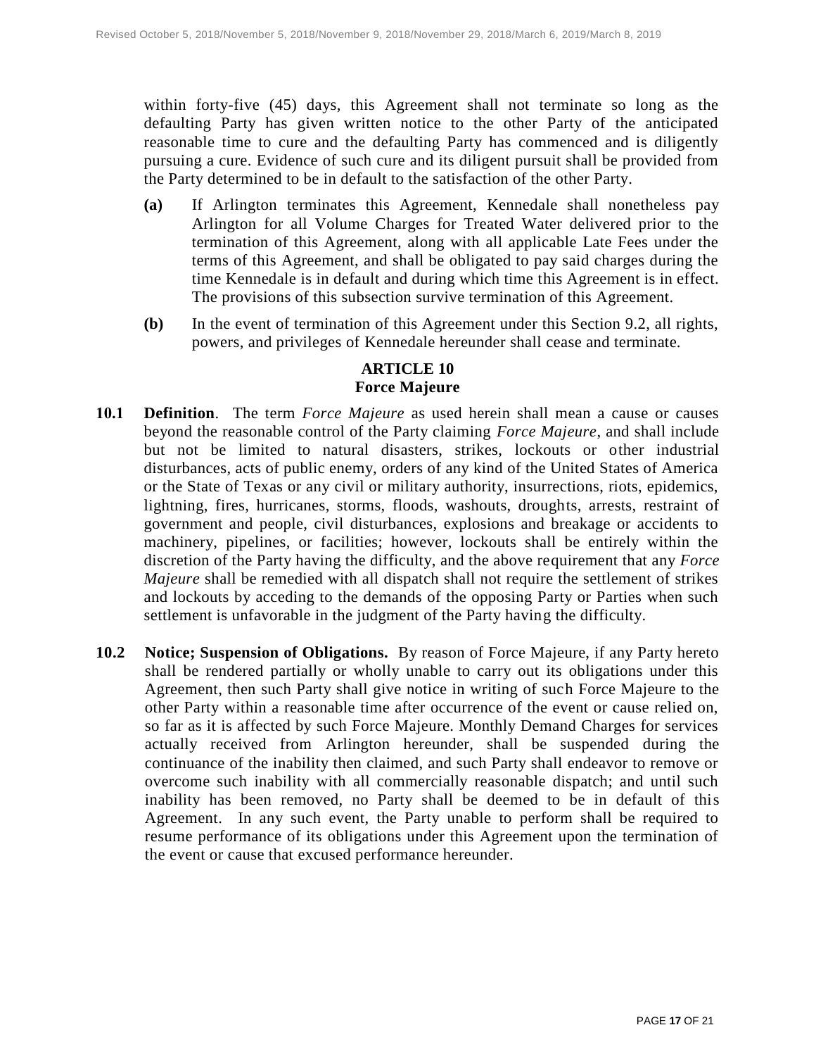within forty-five (45) days, this Agreement shall not terminate so long as the defaulting Party has given written notice to the other Party of the anticipated reasonable time to cure and the defaulting Party has commenced and is diligently pursuing a cure. Evidence of such cure and its diligent pursuit shall be provided from the Party determined to be in default to the satisfaction of the other Party.

**(a)** If Arlington terminates this Agreement, Kennedale shall nonetheless pay Arlington for all Volume Charges for Treated Water delivered prior to the termination of this Agreement, along with all applicable Late Fees under the terms of this Agreement, and shall be obligated to pay said charges during the time Kennedale is in default and during which time this Agreement is in effect. The provisions of this subsection survive termination of this Agreement.

**(b)** In the event of termination of this Agreement under this Section 9.2, all rights, powers, and privileges of Kennedale hereunder shall cease and terminate.

## ARTICLE 10
## Force Majeure

**10.1 Definition**. The term *Force Majeure* as used herein shall mean a cause or causes beyond the reasonable control of the Party claiming *Force Majeure*, and shall include but not be limited to natural disasters, strikes, lockouts or other industrial disturbances, acts of public enemy, orders of any kind of the United States of America or the State of Texas or any civil or military authority, insurrections, riots, epidemics, lightning, fires, hurricanes, storms, floods, washouts, droughts, arrests, restraint of government and people, civil disturbances, explosions and breakage or accidents to machinery, pipelines, or facilities; however, lockouts shall be entirely within the discretion of the Party having the difficulty, and the above requirement that any *Force Majeure* shall be remedied with all dispatch shall not require the settlement of strikes and lockouts by acceding to the demands of the opposing Party or Parties when such settlement is unfavorable in the judgment of the Party having the difficulty.

**10.2 Notice; Suspension of Obligations.** By reason of Force Majeure, if any Party hereto shall be rendered partially or wholly unable to carry out its obligations under this Agreement, then such Party shall give notice in writing of such Force Majeure to the other Party within a reasonable time after occurrence of the event or cause relied on, so far as it is affected by such Force Majeure. Monthly Demand Charges for services actually received from Arlington hereunder, shall be suspended during the continuance of the inability then claimed, and such Party shall endeavor to remove or overcome such inability with all commercially reasonable dispatch; and until such inability has been removed, no Party shall be deemed to be in default of this Agreement. In any such event, the Party unable to perform shall be required to resume performance of its obligations under this Agreement upon the termination of the event or cause that excused performance hereunder.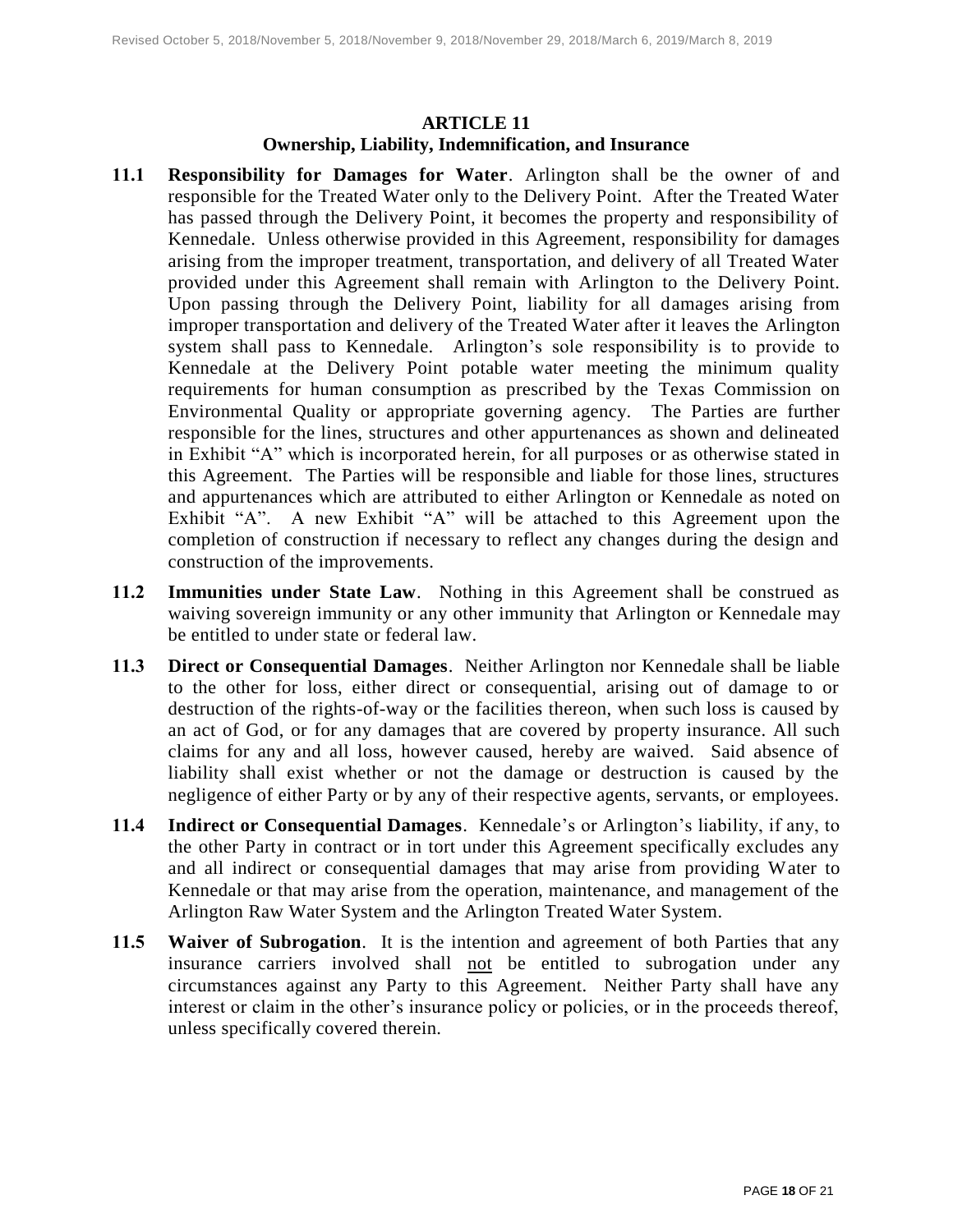## ARTICLE 11
### Ownership, Liability, Indemnification, and Insurance

**11.1 Responsibility for Damages for Water**. Arlington shall be the owner of and responsible for the Treated Water only to the Delivery Point. After the Treated Water has passed through the Delivery Point, it becomes the property and responsibility of Kennedale. Unless otherwise provided in this Agreement, responsibility for damages arising from the improper treatment, transportation, and delivery of all Treated Water provided under this Agreement shall remain with Arlington to the Delivery Point. Upon passing through the Delivery Point, liability for all damages arising from improper transportation and delivery of the Treated Water after it leaves the Arlington system shall pass to Kennedale. Arlington's sole responsibility is to provide to Kennedale at the Delivery Point potable water meeting the minimum quality requirements for human consumption as prescribed by the Texas Commission on Environmental Quality or appropriate governing agency. The Parties are further responsible for the lines, structures and other appurtenances as shown and delineated in Exhibit "A" which is incorporated herein, for all purposes or as otherwise stated in this Agreement. The Parties will be responsible and liable for those lines, structures and appurtenances which are attributed to either Arlington or Kennedale as noted on Exhibit "A". A new Exhibit "A" will be attached to this Agreement upon the completion of construction if necessary to reflect any changes during the design and construction of the improvements.

**11.2 Immunities under State Law**. Nothing in this Agreement shall be construed as waiving sovereign immunity or any other immunity that Arlington or Kennedale may be entitled to under state or federal law.

**11.3 Direct or Consequential Damages**. Neither Arlington nor Kennedale shall be liable to the other for loss, either direct or consequential, arising out of damage to or destruction of the rights-of-way or the facilities thereon, when such loss is caused by an act of God, or for any damages that are covered by property insurance. All such claims for any and all loss, however caused, hereby are waived. Said absence of liability shall exist whether or not the damage or destruction is caused by the negligence of either Party or by any of their respective agents, servants, or employees.

**11.4 Indirect or Consequential Damages**. Kennedale's or Arlington's liability, if any, to the other Party in contract or in tort under this Agreement specifically excludes any and all indirect or consequential damages that may arise from providing Water to Kennedale or that may arise from the operation, maintenance, and management of the Arlington Raw Water System and the Arlington Treated Water System.

**11.5 Waiver of Subrogation**. It is the intention and agreement of both Parties that any insurance carriers involved shall not be entitled to subrogation under any circumstances against any Party to this Agreement. Neither Party shall have any interest or claim in the other's insurance policy or policies, or in the proceeds thereof, unless specifically covered therein.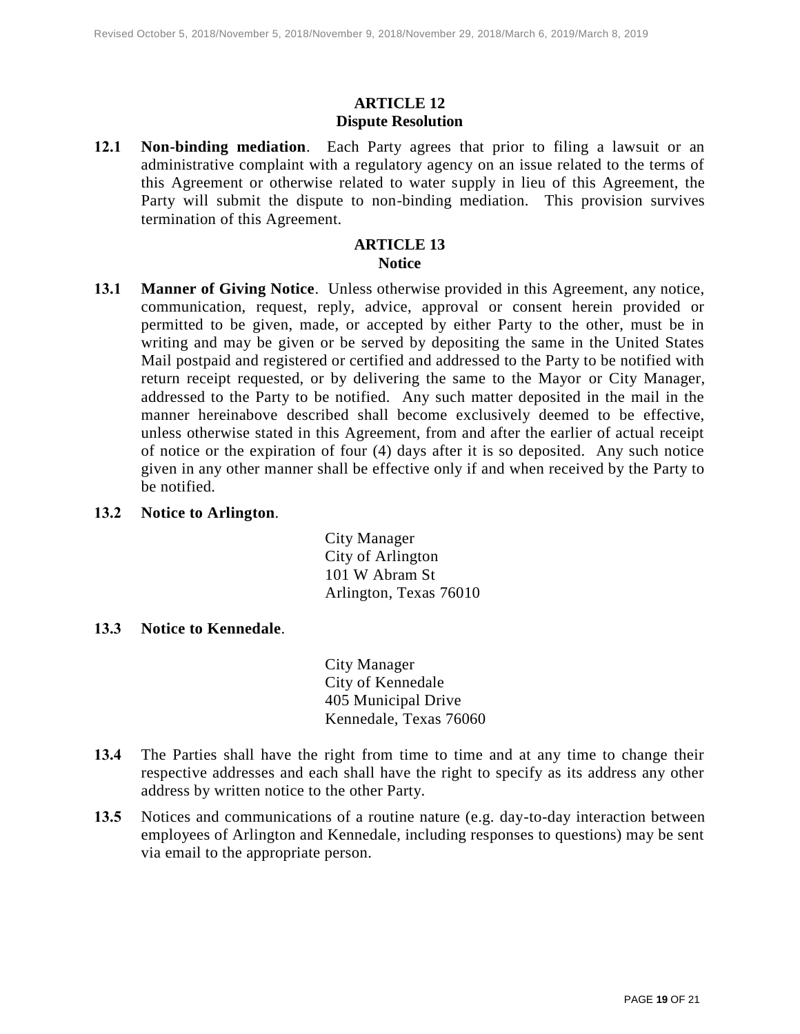## ARTICLE 12
## Dispute Resolution

**12.1 Non-binding mediation**. Each Party agrees that prior to filing a lawsuit or an administrative complaint with a regulatory agency on an issue related to the terms of this Agreement or otherwise related to water supply in lieu of this Agreement, the Party will submit the dispute to non-binding mediation. This provision survives termination of this Agreement.

## ARTICLE 13
## Notice

**13.1 Manner of Giving Notice**. Unless otherwise provided in this Agreement, any notice, communication, request, reply, advice, approval or consent herein provided or permitted to be given, made, or accepted by either Party to the other, must be in writing and may be given or be served by depositing the same in the United States Mail postpaid and registered or certified and addressed to the Party to be notified with return receipt requested, or by delivering the same to the Mayor or City Manager, addressed to the Party to be notified. Any such matter deposited in the mail in the manner hereinabove described shall become exclusively deemed to be effective, unless otherwise stated in this Agreement, from and after the earlier of actual receipt of notice or the expiration of four (4) days after it is so deposited. Any such notice given in any other manner shall be effective only if and when received by the Party to be notified.

**13.2 Notice to Arlington**.

City Manager
City of Arlington
101 W Abram St
Arlington, Texas 76010

**13.3 Notice to Kennedale**.

City Manager
City of Kennedale
405 Municipal Drive
Kennedale, Texas 76060

**13.4** The Parties shall have the right from time to time and at any time to change their respective addresses and each shall have the right to specify as its address any other address by written notice to the other Party.

**13.5** Notices and communications of a routine nature (e.g. day-to-day interaction between employees of Arlington and Kennedale, including responses to questions) may be sent via email to the appropriate person.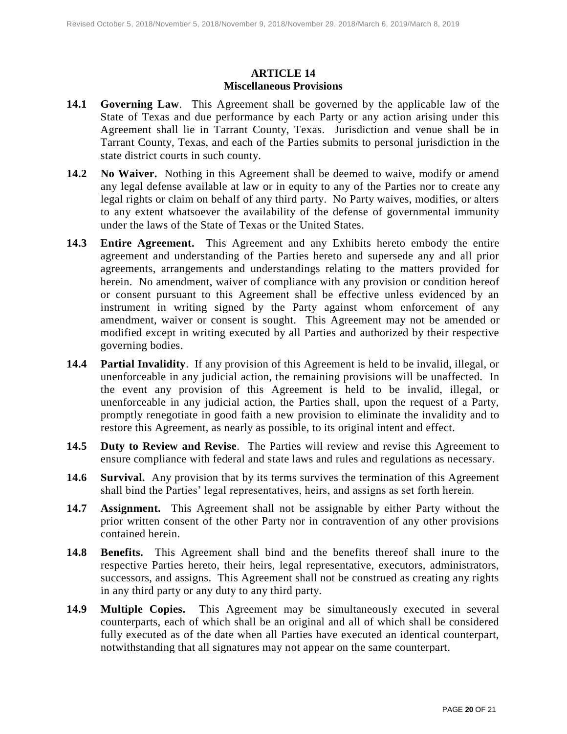## ARTICLE 14
## Miscellaneous Provisions

**14.1 Governing Law**. This Agreement shall be governed by the applicable law of the State of Texas and due performance by each Party or any action arising under this Agreement shall lie in Tarrant County, Texas. Jurisdiction and venue shall be in Tarrant County, Texas, and each of the Parties submits to personal jurisdiction in the state district courts in such county.

**14.2 No Waiver.** Nothing in this Agreement shall be deemed to waive, modify or amend any legal defense available at law or in equity to any of the Parties nor to create any legal rights or claim on behalf of any third party. No Party waives, modifies, or alters to any extent whatsoever the availability of the defense of governmental immunity under the laws of the State of Texas or the United States.

**14.3 Entire Agreement.** This Agreement and any Exhibits hereto embody the entire agreement and understanding of the Parties hereto and supersede any and all prior agreements, arrangements and understandings relating to the matters provided for herein. No amendment, waiver of compliance with any provision or condition hereof or consent pursuant to this Agreement shall be effective unless evidenced by an instrument in writing signed by the Party against whom enforcement of any amendment, waiver or consent is sought. This Agreement may not be amended or modified except in writing executed by all Parties and authorized by their respective governing bodies.

**14.4 Partial Invalidity**. If any provision of this Agreement is held to be invalid, illegal, or unenforceable in any judicial action, the remaining provisions will be unaffected. In the event any provision of this Agreement is held to be invalid, illegal, or unenforceable in any judicial action, the Parties shall, upon the request of a Party, promptly renegotiate in good faith a new provision to eliminate the invalidity and to restore this Agreement, as nearly as possible, to its original intent and effect.

**14.5 Duty to Review and Revise**. The Parties will review and revise this Agreement to ensure compliance with federal and state laws and rules and regulations as necessary.

**14.6 Survival.** Any provision that by its terms survives the termination of this Agreement shall bind the Parties' legal representatives, heirs, and assigns as set forth herein.

**14.7 Assignment.** This Agreement shall not be assignable by either Party without the prior written consent of the other Party nor in contravention of any other provisions contained herein.

**14.8 Benefits.** This Agreement shall bind and the benefits thereof shall inure to the respective Parties hereto, their heirs, legal representative, executors, administrators, successors, and assigns. This Agreement shall not be construed as creating any rights in any third party or any duty to any third party.

**14.9 Multiple Copies.** This Agreement may be simultaneously executed in several counterparts, each of which shall be an original and all of which shall be considered fully executed as of the date when all Parties have executed an identical counterpart, notwithstanding that all signatures may not appear on the same counterpart.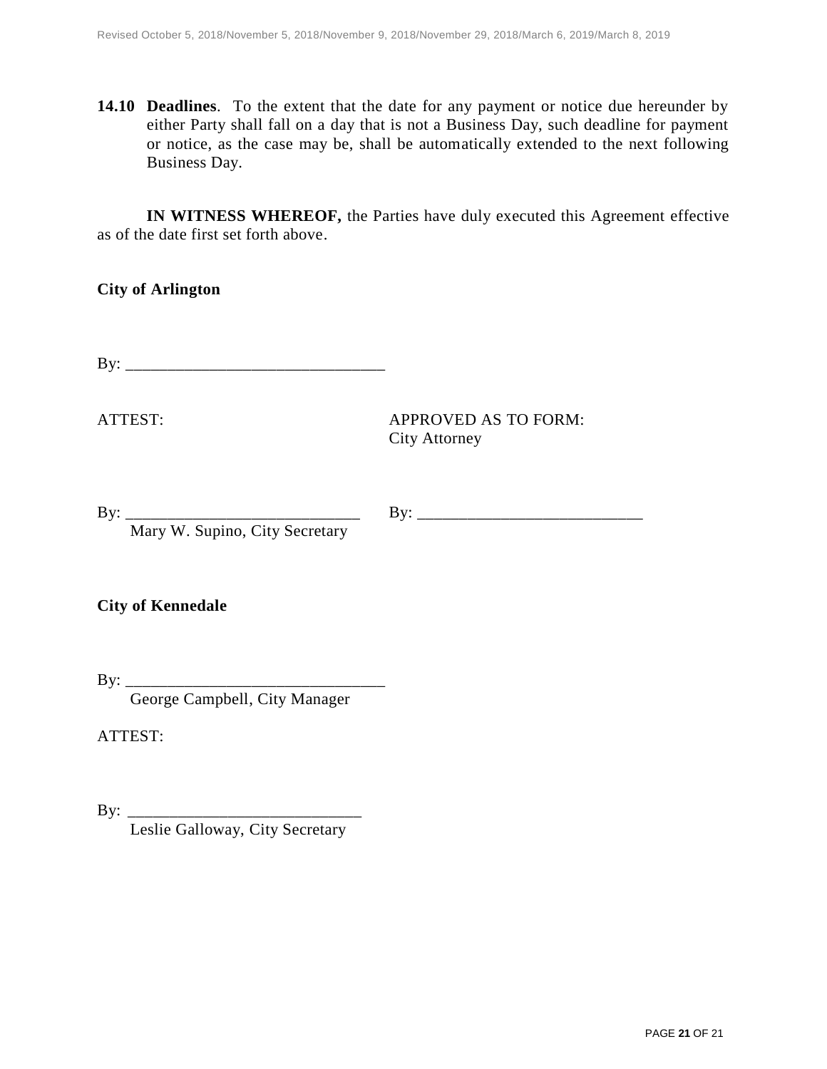**14.10 Deadlines**. To the extent that the date for any payment or notice due hereunder by either Party shall fall on a day that is not a Business Day, such deadline for payment or notice, as the case may be, shall be automatically extended to the next following Business Day.

**IN WITNESS WHEREOF,** the Parties have duly executed this Agreement effective as of the date first set forth above.

**City of Arlington**

By: _______________________________

ATTEST:

By: ____________________________
Mary W. Supino, City Secretary

APPROVED AS TO FORM:
City Attorney

By: ___________________________

**City of Kennedale**

By: _______________________________
George Campbell, City Manager

ATTEST:

By: ____________________________
Leslie Galloway, City Secretary